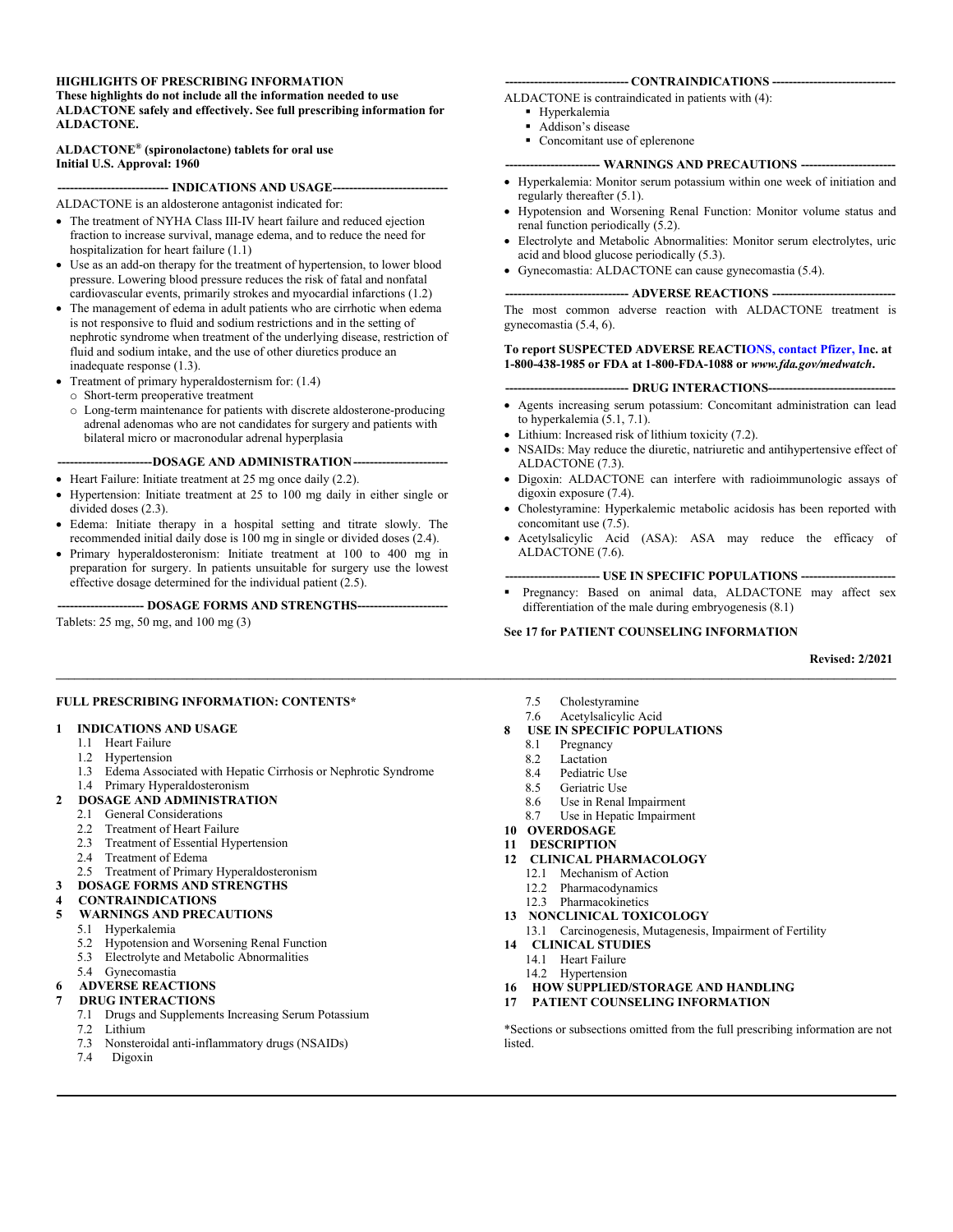**HIGHLIGHTS OF PRESCRIBING INFORMATION**
**These highlights do not include all the information needed to use ALDACTONE safely and effectively. See full prescribing information for ALDACTONE.**

**ALDACTONE® (spironolactone) tablets for oral use**
**Initial U.S. Approval: 1960**

## INDICATIONS AND USAGE

ALDACTONE is an aldosterone antagonist indicated for:

- The treatment of NYHA Class III-IV heart failure and reduced ejection fraction to increase survival, manage edema, and to reduce the need for hospitalization for heart failure (1.1)
- Use as an add-on therapy for the treatment of hypertension, to lower blood pressure. Lowering blood pressure reduces the risk of fatal and nonfatal cardiovascular events, primarily strokes and myocardial infarctions (1.2)
- The management of edema in adult patients who are cirrhotic when edema is not responsive to fluid and sodium restrictions and in the setting of nephrotic syndrome when treatment of the underlying disease, restriction of fluid and sodium intake, and the use of other diuretics produce an inadequate response (1.3).
- Treatment of primary hyperaldosternism for: (1.4)
  - Short-term preoperative treatment
  - Long-term maintenance for patients with discrete aldosterone-producing adrenal adenomas who are not candidates for surgery and patients with bilateral micro or macronodular adrenal hyperplasia

## DOSAGE AND ADMINISTRATION

- Heart Failure: Initiate treatment at 25 mg once daily (2.2).
- Hypertension: Initiate treatment at 25 to 100 mg daily in either single or divided doses (2.3).
- Edema: Initiate therapy in a hospital setting and titrate slowly. The recommended initial daily dose is 100 mg in single or divided doses (2.4).
- Primary hyperaldosteronism: Initiate treatment at 100 to 400 mg in preparation for surgery. In patients unsuitable for surgery use the lowest effective dosage determined for the individual patient (2.5).

## DOSAGE FORMS AND STRENGTHS

Tablets: 25 mg, 50 mg, and 100 mg (3)

## CONTRAINDICATIONS

ALDACTONE is contraindicated in patients with (4):

- Hyperkalemia
- Addison's disease
- Concomitant use of eplerenone

## WARNINGS AND PRECAUTIONS

- Hyperkalemia: Monitor serum potassium within one week of initiation and regularly thereafter (5.1).
- Hypotension and Worsening Renal Function: Monitor volume status and renal function periodically (5.2).
- Electrolyte and Metabolic Abnormalities: Monitor serum electrolytes, uric acid and blood glucose periodically (5.3).
- Gynecomastia: ALDACTONE can cause gynecomastia (5.4).

## ADVERSE REACTIONS

The most common adverse reaction with ALDACTONE treatment is gynecomastia (5.4, 6).

**To report SUSPECTED ADVERSE REACTIONS, contact Pfizer, Inc. at 1-800-438-1985 or FDA at 1-800-FDA-1088 or *www.fda.gov/medwatch*.**

## DRUG INTERACTIONS

- Agents increasing serum potassium: Concomitant administration can lead to hyperkalemia (5.1, 7.1).
- Lithium: Increased risk of lithium toxicity (7.2).
- NSAIDs: May reduce the diuretic, natriuretic and antihypertensive effect of ALDACTONE (7.3).
- Digoxin: ALDACTONE can interfere with radioimmunologic assays of digoxin exposure (7.4).
- Cholestyramine: Hyperkalemic metabolic acidosis has been reported with concomitant use (7.5).
- Acetylsalicylic Acid (ASA): ASA may reduce the efficacy of ALDACTONE (7.6).

## USE IN SPECIFIC POPULATIONS

- Pregnancy: Based on animal data, ALDACTONE may affect sex differentiation of the male during embryogenesis (8.1)

**See 17 for PATIENT COUNSELING INFORMATION**

**Revised: 2/2021**

---

**FULL PRESCRIBING INFORMATION: CONTENTS***

**1 INDICATIONS AND USAGE**
- 1.1 Heart Failure
- 1.2 Hypertension
- 1.3 Edema Associated with Hepatic Cirrhosis or Nephrotic Syndrome
- 1.4 Primary Hyperaldosteronism

**2 DOSAGE AND ADMINISTRATION**
- 2.1 General Considerations
- 2.2 Treatment of Heart Failure
- 2.3 Treatment of Essential Hypertension
- 2.4 Treatment of Edema
- 2.5 Treatment of Primary Hyperaldosteronism

**3 DOSAGE FORMS AND STRENGTHS**

**4 CONTRAINDICATIONS**

**5 WARNINGS AND PRECAUTIONS**
- 5.1 Hyperkalemia
- 5.2 Hypotension and Worsening Renal Function
- 5.3 Electrolyte and Metabolic Abnormalities
- 5.4 Gynecomastia

**6 ADVERSE REACTIONS**

**7 DRUG INTERACTIONS**
- 7.1 Drugs and Supplements Increasing Serum Potassium
- 7.2 Lithium
- 7.3 Nonsteroidal anti-inflammatory drugs (NSAIDs)
- 7.4 Digoxin
- 7.5 Cholestyramine
- 7.6 Acetylsalicylic Acid

**8 USE IN SPECIFIC POPULATIONS**
- 8.1 Pregnancy
- 8.2 Lactation
- 8.4 Pediatric Use
- 8.5 Geriatric Use
- 8.6 Use in Renal Impairment
- 8.7 Use in Hepatic Impairment

**10 OVERDOSAGE**

**11 DESCRIPTION**

**12 CLINICAL PHARMACOLOGY**
- 12.1 Mechanism of Action
- 12.2 Pharmacodynamics
- 12.3 Pharmacokinetics

**13 NONCLINICAL TOXICOLOGY**
- 13.1 Carcinogenesis, Mutagenesis, Impairment of Fertility

**14 CLINICAL STUDIES**
- 14.1 Heart Failure
- 14.2 Hypertension

**16 HOW SUPPLIED/STORAGE AND HANDLING**

**17 PATIENT COUNSELING INFORMATION**

*Sections or subsections omitted from the full prescribing information are not listed.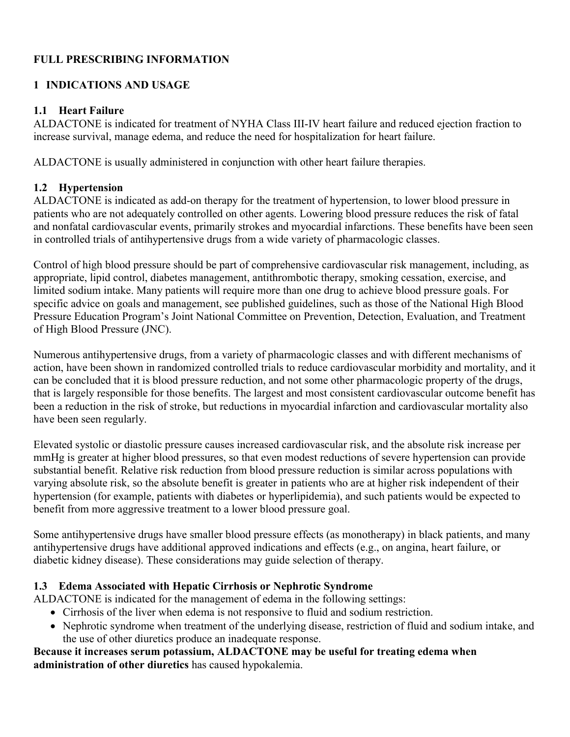## FULL PRESCRIBING INFORMATION

## 1 INDICATIONS AND USAGE

### 1.1 Heart Failure

ALDACTONE is indicated for treatment of NYHA Class III-IV heart failure and reduced ejection fraction to increase survival, manage edema, and reduce the need for hospitalization for heart failure.

ALDACTONE is usually administered in conjunction with other heart failure therapies.

### 1.2 Hypertension

ALDACTONE is indicated as add-on therapy for the treatment of hypertension, to lower blood pressure in patients who are not adequately controlled on other agents. Lowering blood pressure reduces the risk of fatal and nonfatal cardiovascular events, primarily strokes and myocardial infarctions. These benefits have been seen in controlled trials of antihypertensive drugs from a wide variety of pharmacologic classes.

Control of high blood pressure should be part of comprehensive cardiovascular risk management, including, as appropriate, lipid control, diabetes management, antithrombotic therapy, smoking cessation, exercise, and limited sodium intake. Many patients will require more than one drug to achieve blood pressure goals. For specific advice on goals and management, see published guidelines, such as those of the National High Blood Pressure Education Program's Joint National Committee on Prevention, Detection, Evaluation, and Treatment of High Blood Pressure (JNC).

Numerous antihypertensive drugs, from a variety of pharmacologic classes and with different mechanisms of action, have been shown in randomized controlled trials to reduce cardiovascular morbidity and mortality, and it can be concluded that it is blood pressure reduction, and not some other pharmacologic property of the drugs, that is largely responsible for those benefits. The largest and most consistent cardiovascular outcome benefit has been a reduction in the risk of stroke, but reductions in myocardial infarction and cardiovascular mortality also have been seen regularly.

Elevated systolic or diastolic pressure causes increased cardiovascular risk, and the absolute risk increase per mmHg is greater at higher blood pressures, so that even modest reductions of severe hypertension can provide substantial benefit. Relative risk reduction from blood pressure reduction is similar across populations with varying absolute risk, so the absolute benefit is greater in patients who are at higher risk independent of their hypertension (for example, patients with diabetes or hyperlipidemia), and such patients would be expected to benefit from more aggressive treatment to a lower blood pressure goal.

Some antihypertensive drugs have smaller blood pressure effects (as monotherapy) in black patients, and many antihypertensive drugs have additional approved indications and effects (e.g., on angina, heart failure, or diabetic kidney disease). These considerations may guide selection of therapy.

### 1.3 Edema Associated with Hepatic Cirrhosis or Nephrotic Syndrome

ALDACTONE is indicated for the management of edema in the following settings:

- Cirrhosis of the liver when edema is not responsive to fluid and sodium restriction.
- Nephrotic syndrome when treatment of the underlying disease, restriction of fluid and sodium intake, and the use of other diuretics produce an inadequate response.

**Because it increases serum potassium, ALDACTONE may be useful for treating edema when administration of other diuretics** has caused hypokalemia.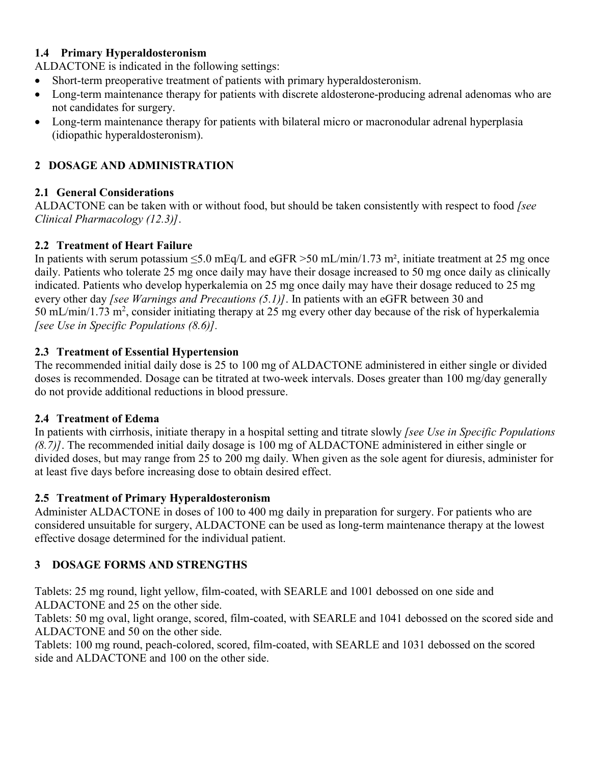### 1.4 Primary Hyperaldosteronism

ALDACTONE is indicated in the following settings:

- Short-term preoperative treatment of patients with primary hyperaldosteronism.
- Long-term maintenance therapy for patients with discrete aldosterone-producing adrenal adenomas who are not candidates for surgery.
- Long-term maintenance therapy for patients with bilateral micro or macronodular adrenal hyperplasia (idiopathic hyperaldosteronism).

## 2 DOSAGE AND ADMINISTRATION

### 2.1 General Considerations

ALDACTONE can be taken with or without food, but should be taken consistently with respect to food *[see Clinical Pharmacology (12.3)]*.

### 2.2 Treatment of Heart Failure

In patients with serum potassium ≤5.0 mEq/L and eGFR >50 mL/min/1.73 $m^2$, initiate treatment at 25 mg once daily. Patients who tolerate 25 mg once daily may have their dosage increased to 50 mg once daily as clinically indicated. Patients who develop hyperkalemia on 25 mg once daily may have their dosage reduced to 25 mg every other day *[see Warnings and Precautions (5.1)]*. In patients with an eGFR between 30 and 50 mL/min/1.73 $m^2$, consider initiating therapy at 25 mg every other day because of the risk of hyperkalemia *[see Use in Specific Populations (8.6)]*.

### 2.3 Treatment of Essential Hypertension

The recommended initial daily dose is 25 to 100 mg of ALDACTONE administered in either single or divided doses is recommended. Dosage can be titrated at two-week intervals. Doses greater than 100 mg/day generally do not provide additional reductions in blood pressure.

### 2.4 Treatment of Edema

In patients with cirrhosis, initiate therapy in a hospital setting and titrate slowly *[see Use in Specific Populations (8.7)]*. The recommended initial daily dosage is 100 mg of ALDACTONE administered in either single or divided doses, but may range from 25 to 200 mg daily. When given as the sole agent for diuresis, administer for at least five days before increasing dose to obtain desired effect.

### 2.5 Treatment of Primary Hyperaldosteronism

Administer ALDACTONE in doses of 100 to 400 mg daily in preparation for surgery. For patients who are considered unsuitable for surgery, ALDACTONE can be used as long-term maintenance therapy at the lowest effective dosage determined for the individual patient.

## 3 DOSAGE FORMS AND STRENGTHS

Tablets: 25 mg round, light yellow, film-coated, with SEARLE and 1001 debossed on one side and ALDACTONE and 25 on the other side.

Tablets: 50 mg oval, light orange, scored, film-coated, with SEARLE and 1041 debossed on the scored side and ALDACTONE and 50 on the other side.

Tablets: 100 mg round, peach-colored, scored, film-coated, with SEARLE and 1031 debossed on the scored side and ALDACTONE and 100 on the other side.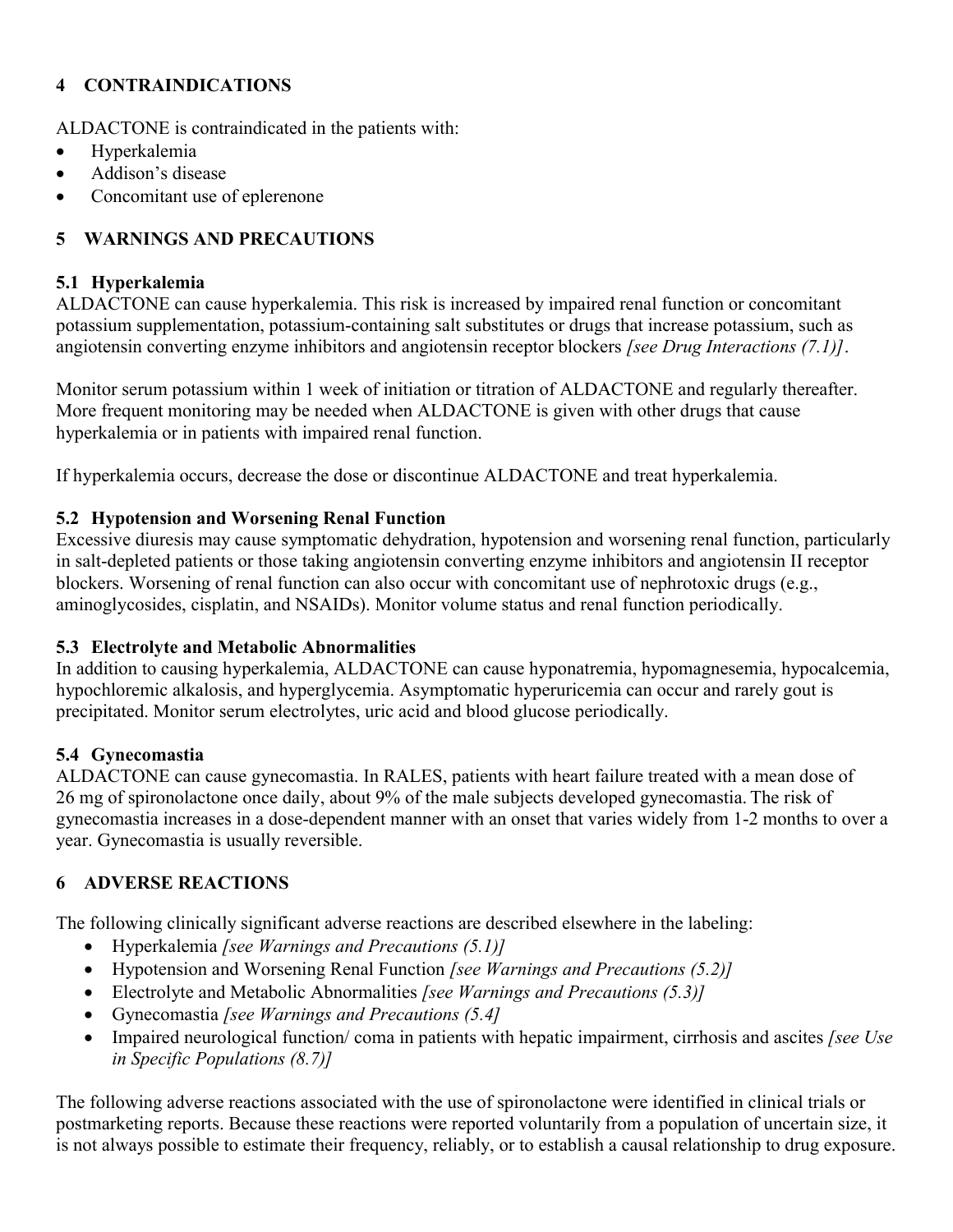## 4 CONTRAINDICATIONS

ALDACTONE is contraindicated in the patients with:

- Hyperkalemia
- Addison's disease
- Concomitant use of eplerenone

## 5 WARNINGS AND PRECAUTIONS

### 5.1 Hyperkalemia

ALDACTONE can cause hyperkalemia. This risk is increased by impaired renal function or concomitant potassium supplementation, potassium-containing salt substitutes or drugs that increase potassium, such as angiotensin converting enzyme inhibitors and angiotensin receptor blockers *[see Drug Interactions (7.1)]*.

Monitor serum potassium within 1 week of initiation or titration of ALDACTONE and regularly thereafter. More frequent monitoring may be needed when ALDACTONE is given with other drugs that cause hyperkalemia or in patients with impaired renal function.

If hyperkalemia occurs, decrease the dose or discontinue ALDACTONE and treat hyperkalemia.

### 5.2 Hypotension and Worsening Renal Function

Excessive diuresis may cause symptomatic dehydration, hypotension and worsening renal function, particularly in salt-depleted patients or those taking angiotensin converting enzyme inhibitors and angiotensin II receptor blockers. Worsening of renal function can also occur with concomitant use of nephrotoxic drugs (e.g., aminoglycosides, cisplatin, and NSAIDs). Monitor volume status and renal function periodically.

### 5.3 Electrolyte and Metabolic Abnormalities

In addition to causing hyperkalemia, ALDACTONE can cause hyponatremia, hypomagnesemia, hypocalcemia, hypochloremic alkalosis, and hyperglycemia. Asymptomatic hyperuricemia can occur and rarely gout is precipitated. Monitor serum electrolytes, uric acid and blood glucose periodically.

### 5.4 Gynecomastia

ALDACTONE can cause gynecomastia. In RALES, patients with heart failure treated with a mean dose of 26 mg of spironolactone once daily, about 9% of the male subjects developed gynecomastia. The risk of gynecomastia increases in a dose-dependent manner with an onset that varies widely from 1-2 months to over a year. Gynecomastia is usually reversible.

## 6 ADVERSE REACTIONS

The following clinically significant adverse reactions are described elsewhere in the labeling:

- Hyperkalemia *[see Warnings and Precautions (5.1)]*
- Hypotension and Worsening Renal Function *[see Warnings and Precautions (5.2)]*
- Electrolyte and Metabolic Abnormalities *[see Warnings and Precautions (5.3)]*
- Gynecomastia *[see Warnings and Precautions (5.4]*
- Impaired neurological function/ coma in patients with hepatic impairment, cirrhosis and ascites *[see Use in Specific Populations (8.7)]*

The following adverse reactions associated with the use of spironolactone were identified in clinical trials or postmarketing reports. Because these reactions were reported voluntarily from a population of uncertain size, it is not always possible to estimate their frequency, reliably, or to establish a causal relationship to drug exposure.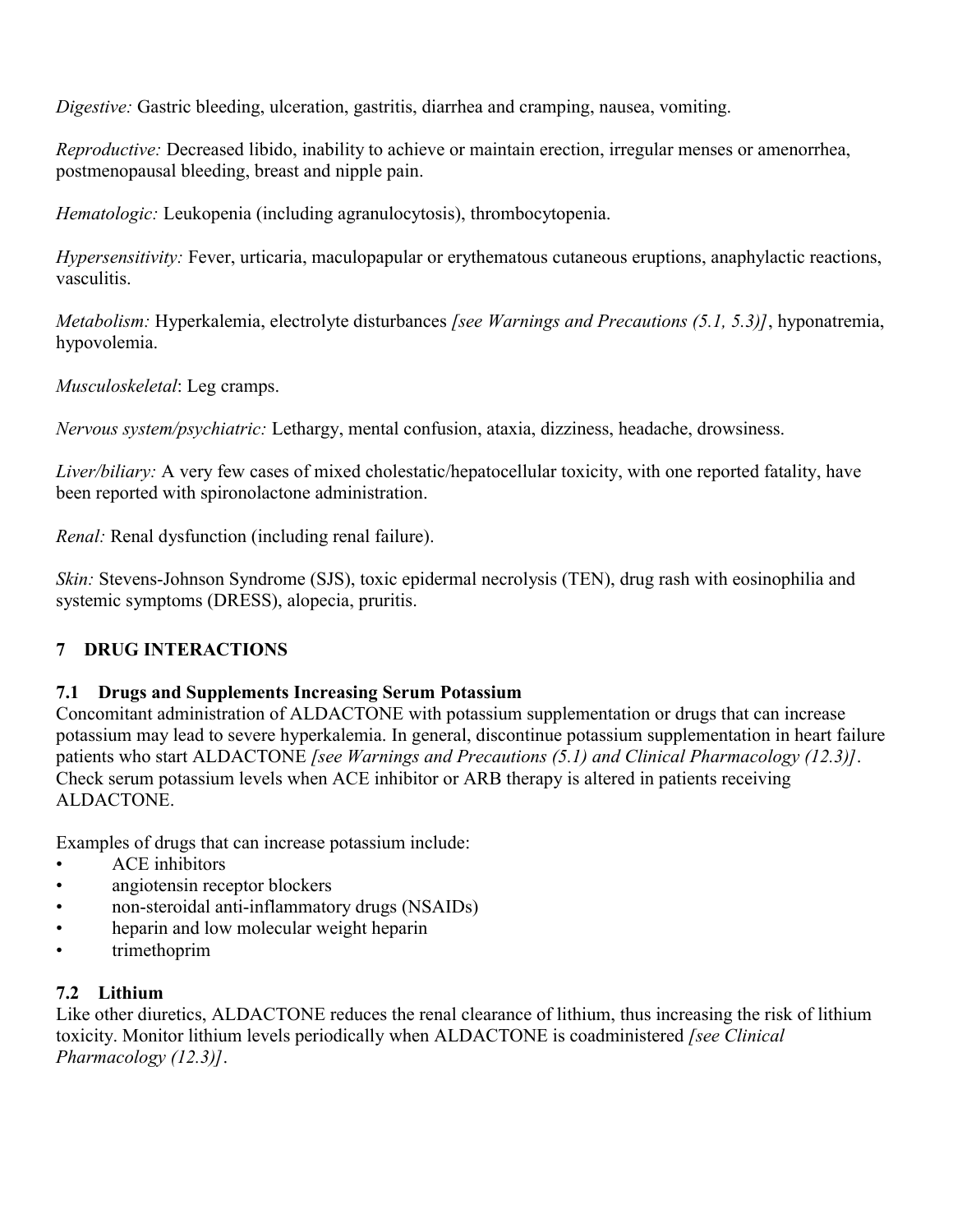*Digestive:* Gastric bleeding, ulceration, gastritis, diarrhea and cramping, nausea, vomiting.

*Reproductive:* Decreased libido, inability to achieve or maintain erection, irregular menses or amenorrhea, postmenopausal bleeding, breast and nipple pain.

*Hematologic:* Leukopenia (including agranulocytosis), thrombocytopenia.

*Hypersensitivity:* Fever, urticaria, maculopapular or erythematous cutaneous eruptions, anaphylactic reactions, vasculitis.

*Metabolism:* Hyperkalemia, electrolyte disturbances *[see Warnings and Precautions (5.1, 5.3)]*, hyponatremia, hypovolemia.

*Musculoskeletal*: Leg cramps.

*Nervous system/psychiatric:* Lethargy, mental confusion, ataxia, dizziness, headache, drowsiness.

*Liver/biliary:* A very few cases of mixed cholestatic/hepatocellular toxicity, with one reported fatality, have been reported with spironolactone administration.

*Renal:* Renal dysfunction (including renal failure).

*Skin:* Stevens-Johnson Syndrome (SJS), toxic epidermal necrolysis (TEN), drug rash with eosinophilia and systemic symptoms (DRESS), alopecia, pruritis.

## 7 DRUG INTERACTIONS

### 7.1 Drugs and Supplements Increasing Serum Potassium

Concomitant administration of ALDACTONE with potassium supplementation or drugs that can increase potassium may lead to severe hyperkalemia. In general, discontinue potassium supplementation in heart failure patients who start ALDACTONE *[see Warnings and Precautions (5.1) and Clinical Pharmacology (12.3)]*. Check serum potassium levels when ACE inhibitor or ARB therapy is altered in patients receiving ALDACTONE.

Examples of drugs that can increase potassium include:

- ACE inhibitors
- angiotensin receptor blockers
- non-steroidal anti-inflammatory drugs (NSAIDs)
- heparin and low molecular weight heparin
- trimethoprim

### 7.2 Lithium

Like other diuretics, ALDACTONE reduces the renal clearance of lithium, thus increasing the risk of lithium toxicity. Monitor lithium levels periodically when ALDACTONE is coadministered *[see Clinical Pharmacology (12.3)]*.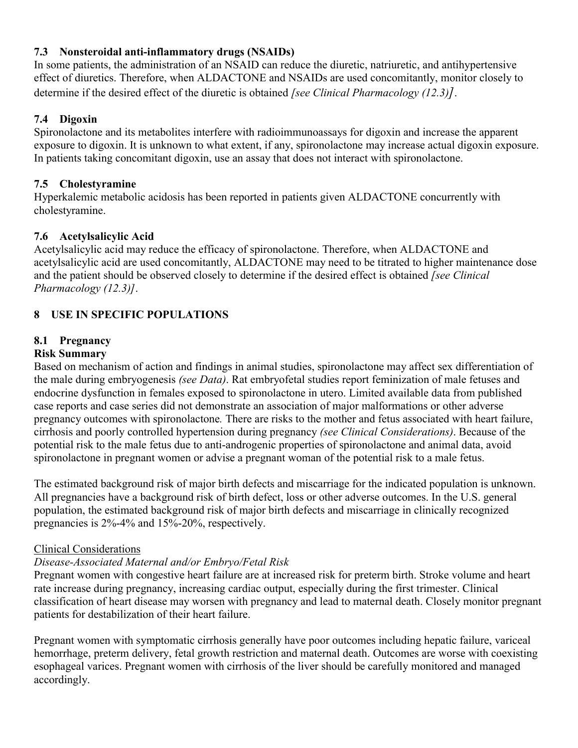### 7.3 Nonsteroidal anti-inflammatory drugs (NSAIDs)

In some patients, the administration of an NSAID can reduce the diuretic, natriuretic, and antihypertensive effect of diuretics. Therefore, when ALDACTONE and NSAIDs are used concomitantly, monitor closely to determine if the desired effect of the diuretic is obtained *[see Clinical Pharmacology (12.3)]*.

### 7.4 Digoxin

Spironolactone and its metabolites interfere with radioimmunoassays for digoxin and increase the apparent exposure to digoxin. It is unknown to what extent, if any, spironolactone may increase actual digoxin exposure. In patients taking concomitant digoxin, use an assay that does not interact with spironolactone.

### 7.5 Cholestyramine

Hyperkalemic metabolic acidosis has been reported in patients given ALDACTONE concurrently with cholestyramine.

### 7.6 Acetylsalicylic Acid

Acetylsalicylic acid may reduce the efficacy of spironolactone. Therefore, when ALDACTONE and acetylsalicylic acid are used concomitantly, ALDACTONE may need to be titrated to higher maintenance dose and the patient should be observed closely to determine if the desired effect is obtained *[see Clinical Pharmacology (12.3)]*.

## 8 USE IN SPECIFIC POPULATIONS

### 8.1 Pregnancy

**Risk Summary**

Based on mechanism of action and findings in animal studies, spironolactone may affect sex differentiation of the male during embryogenesis *(see Data)*. Rat embryofetal studies report feminization of male fetuses and endocrine dysfunction in females exposed to spironolactone in utero. Limited available data from published case reports and case series did not demonstrate an association of major malformations or other adverse pregnancy outcomes with spironolactone. There are risks to the mother and fetus associated with heart failure, cirrhosis and poorly controlled hypertension during pregnancy *(see Clinical Considerations)*. Because of the potential risk to the male fetus due to anti-androgenic properties of spironolactone and animal data, avoid spironolactone in pregnant women or advise a pregnant woman of the potential risk to a male fetus.

The estimated background risk of major birth defects and miscarriage for the indicated population is unknown. All pregnancies have a background risk of birth defect, loss or other adverse outcomes. In the U.S. general population, the estimated background risk of major birth defects and miscarriage in clinically recognized pregnancies is 2%-4% and 15%-20%, respectively.

<u>Clinical Considerations</u>

*Disease-Associated Maternal and/or Embryo/Fetal Risk*

Pregnant women with congestive heart failure are at increased risk for preterm birth. Stroke volume and heart rate increase during pregnancy, increasing cardiac output, especially during the first trimester. Clinical classification of heart disease may worsen with pregnancy and lead to maternal death. Closely monitor pregnant patients for destabilization of their heart failure.

Pregnant women with symptomatic cirrhosis generally have poor outcomes including hepatic failure, variceal hemorrhage, preterm delivery, fetal growth restriction and maternal death. Outcomes are worse with coexisting esophageal varices. Pregnant women with cirrhosis of the liver should be carefully monitored and managed accordingly.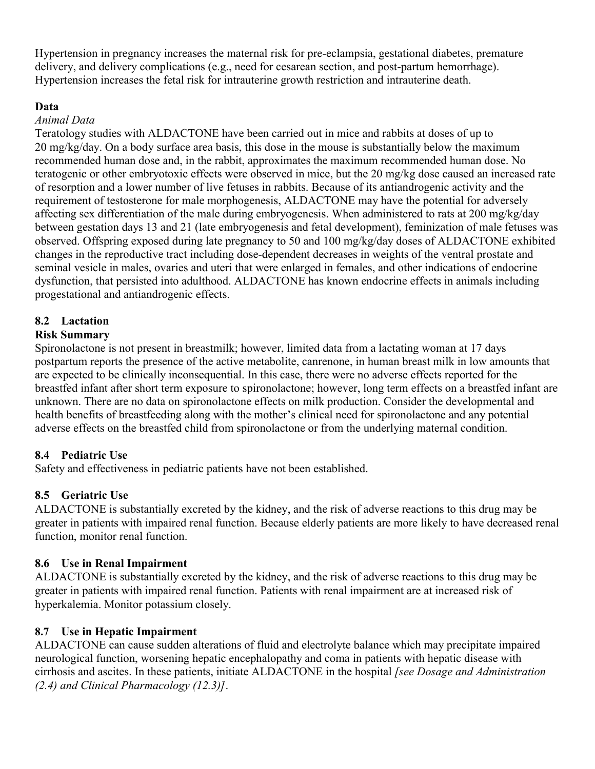Hypertension in pregnancy increases the maternal risk for pre-eclampsia, gestational diabetes, premature delivery, and delivery complications (e.g., need for cesarean section, and post-partum hemorrhage). Hypertension increases the fetal risk for intrauterine growth restriction and intrauterine death.

**Data**

*Animal Data*

Teratology studies with ALDACTONE have been carried out in mice and rabbits at doses of up to 20 mg/kg/day. On a body surface area basis, this dose in the mouse is substantially below the maximum recommended human dose and, in the rabbit, approximates the maximum recommended human dose. No teratogenic or other embryotoxic effects were observed in mice, but the 20 mg/kg dose caused an increased rate of resorption and a lower number of live fetuses in rabbits. Because of its antiandrogenic activity and the requirement of testosterone for male morphogenesis, ALDACTONE may have the potential for adversely affecting sex differentiation of the male during embryogenesis. When administered to rats at 200 mg/kg/day between gestation days 13 and 21 (late embryogenesis and fetal development), feminization of male fetuses was observed. Offspring exposed during late pregnancy to 50 and 100 mg/kg/day doses of ALDACTONE exhibited changes in the reproductive tract including dose-dependent decreases in weights of the ventral prostate and seminal vesicle in males, ovaries and uteri that were enlarged in females, and other indications of endocrine dysfunction, that persisted into adulthood. ALDACTONE has known endocrine effects in animals including progestational and antiandrogenic effects.

### 8.2 Lactation

**Risk Summary**

Spironolactone is not present in breastmilk; however, limited data from a lactating woman at 17 days postpartum reports the presence of the active metabolite, canrenone, in human breast milk in low amounts that are expected to be clinically inconsequential. In this case, there were no adverse effects reported for the breastfed infant after short term exposure to spironolactone; however, long term effects on a breastfed infant are unknown. There are no data on spironolactone effects on milk production. Consider the developmental and health benefits of breastfeeding along with the mother's clinical need for spironolactone and any potential adverse effects on the breastfed child from spironolactone or from the underlying maternal condition.

### 8.4 Pediatric Use

Safety and effectiveness in pediatric patients have not been established.

### 8.5 Geriatric Use

ALDACTONE is substantially excreted by the kidney, and the risk of adverse reactions to this drug may be greater in patients with impaired renal function. Because elderly patients are more likely to have decreased renal function, monitor renal function.

### 8.6 Use in Renal Impairment

ALDACTONE is substantially excreted by the kidney, and the risk of adverse reactions to this drug may be greater in patients with impaired renal function. Patients with renal impairment are at increased risk of hyperkalemia. Monitor potassium closely.

### 8.7 Use in Hepatic Impairment

ALDACTONE can cause sudden alterations of fluid and electrolyte balance which may precipitate impaired neurological function, worsening hepatic encephalopathy and coma in patients with hepatic disease with cirrhosis and ascites. In these patients, initiate ALDACTONE in the hospital *[see Dosage and Administration (2.4) and Clinical Pharmacology (12.3)]*.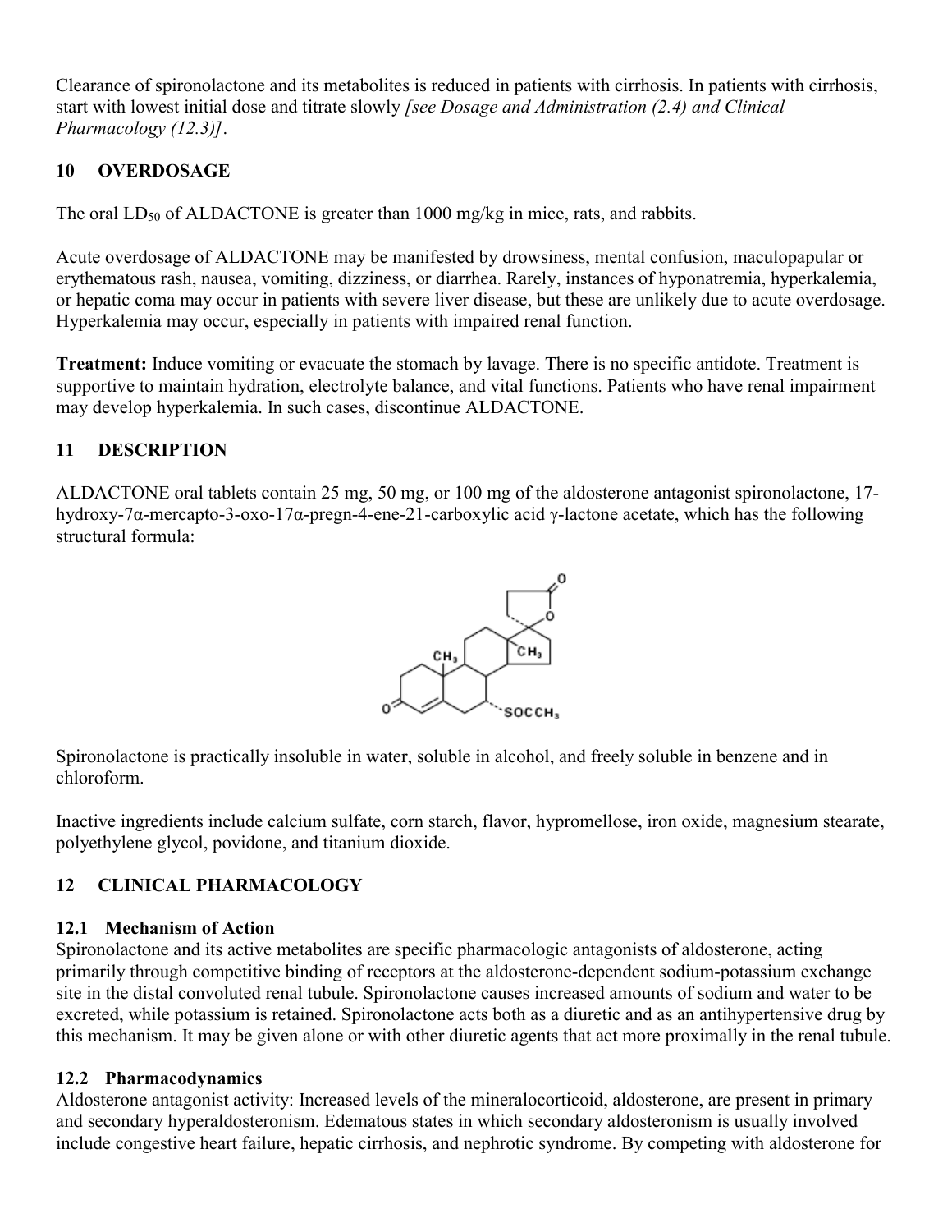Clearance of spironolactone and its metabolites is reduced in patients with cirrhosis. In patients with cirrhosis, start with lowest initial dose and titrate slowly *[see Dosage and Administration (2.4) and Clinical Pharmacology (12.3)]*.

## 10 OVERDOSAGE

The oral $LD_{50}$ of ALDACTONE is greater than 1000 mg/kg in mice, rats, and rabbits.

Acute overdosage of ALDACTONE may be manifested by drowsiness, mental confusion, maculopapular or erythematous rash, nausea, vomiting, dizziness, or diarrhea. Rarely, instances of hyponatremia, hyperkalemia, or hepatic coma may occur in patients with severe liver disease, but these are unlikely due to acute overdosage. Hyperkalemia may occur, especially in patients with impaired renal function.

**Treatment:** Induce vomiting or evacuate the stomach by lavage. There is no specific antidote. Treatment is supportive to maintain hydration, electrolyte balance, and vital functions. Patients who have renal impairment may develop hyperkalemia. In such cases, discontinue ALDACTONE.

## 11 DESCRIPTION

ALDACTONE oral tablets contain 25 mg, 50 mg, or 100 mg of the aldosterone antagonist spironolactone, 17-hydroxy-7α-mercapto-3-oxo-17α-pregn-4-ene-21-carboxylic acid γ-lactone acetate, which has the following structural formula:

Spironolactone is practically insoluble in water, soluble in alcohol, and freely soluble in benzene and in chloroform.

Inactive ingredients include calcium sulfate, corn starch, flavor, hypromellose, iron oxide, magnesium stearate, polyethylene glycol, povidone, and titanium dioxide.

## 12 CLINICAL PHARMACOLOGY

### 12.1 Mechanism of Action

Spironolactone and its active metabolites are specific pharmacologic antagonists of aldosterone, acting primarily through competitive binding of receptors at the aldosterone-dependent sodium-potassium exchange site in the distal convoluted renal tubule. Spironolactone causes increased amounts of sodium and water to be excreted, while potassium is retained. Spironolactone acts both as a diuretic and as an antihypertensive drug by this mechanism. It may be given alone or with other diuretic agents that act more proximally in the renal tubule.

### 12.2 Pharmacodynamics

Aldosterone antagonist activity: Increased levels of the mineralocorticoid, aldosterone, are present in primary and secondary hyperaldosteronism. Edematous states in which secondary aldosteronism is usually involved include congestive heart failure, hepatic cirrhosis, and nephrotic syndrome. By competing with aldosterone for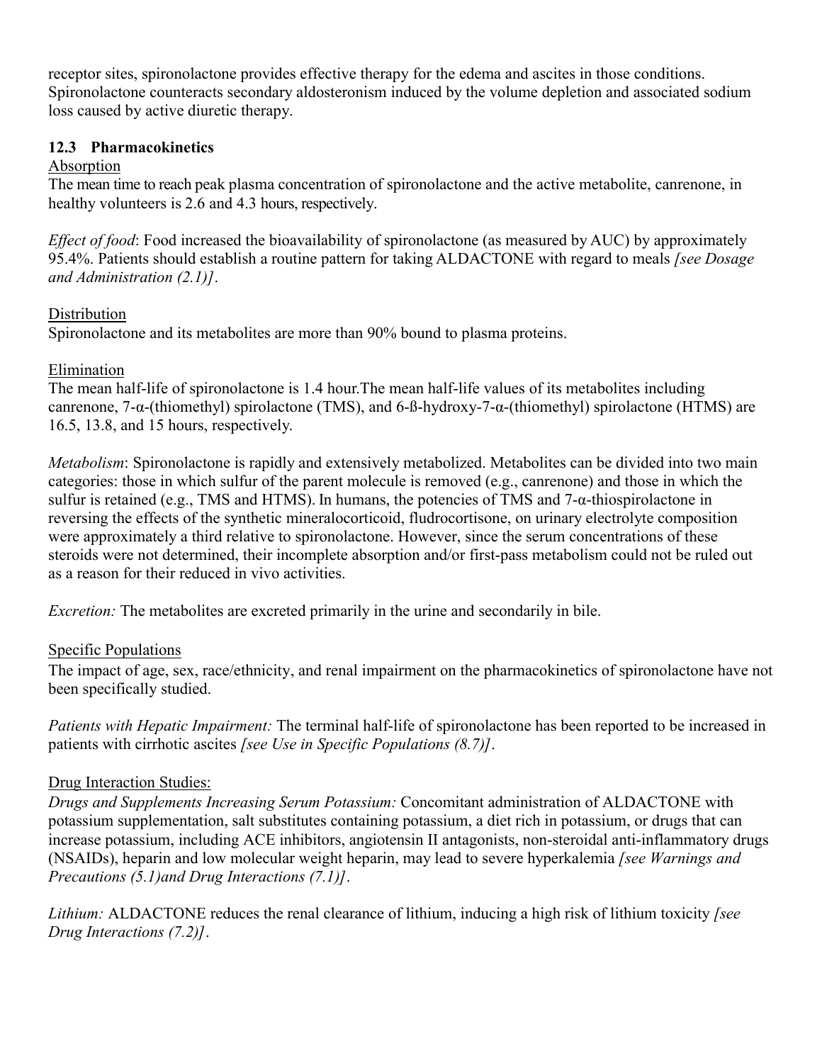receptor sites, spironolactone provides effective therapy for the edema and ascites in those conditions. Spironolactone counteracts secondary aldosteronism induced by the volume depletion and associated sodium loss caused by active diuretic therapy.

### 12.3 Pharmacokinetics

Absorption

The mean time to reach peak plasma concentration of spironolactone and the active metabolite, canrenone, in healthy volunteers is 2.6 and 4.3 hours, respectively.

*Effect of food*: Food increased the bioavailability of spironolactone (as measured by AUC) by approximately 95.4%. Patients should establish a routine pattern for taking ALDACTONE with regard to meals *[see Dosage and Administration (2.1)]*.

Distribution

Spironolactone and its metabolites are more than 90% bound to plasma proteins.

Elimination

The mean half-life of spironolactone is 1.4 hour.The mean half-life values of its metabolites including canrenone, 7-α-(thiomethyl) spirolactone (TMS), and 6-ß-hydroxy-7-α-(thiomethyl) spirolactone (HTMS) are 16.5, 13.8, and 15 hours, respectively.

*Metabolism*: Spironolactone is rapidly and extensively metabolized. Metabolites can be divided into two main categories: those in which sulfur of the parent molecule is removed (e.g., canrenone) and those in which the sulfur is retained (e.g., TMS and HTMS). In humans, the potencies of TMS and 7-α-thiospirolactone in reversing the effects of the synthetic mineralocorticoid, fludrocortisone, on urinary electrolyte composition were approximately a third relative to spironolactone. However, since the serum concentrations of these steroids were not determined, their incomplete absorption and/or first-pass metabolism could not be ruled out as a reason for their reduced in vivo activities.

*Excretion:* The metabolites are excreted primarily in the urine and secondarily in bile.

Specific Populations

The impact of age, sex, race/ethnicity, and renal impairment on the pharmacokinetics of spironolactone have not been specifically studied.

*Patients with Hepatic Impairment:* The terminal half-life of spironolactone has been reported to be increased in patients with cirrhotic ascites *[see Use in Specific Populations (8.7)]*.

Drug Interaction Studies:

*Drugs and Supplements Increasing Serum Potassium:* Concomitant administration of ALDACTONE with potassium supplementation, salt substitutes containing potassium, a diet rich in potassium, or drugs that can increase potassium, including ACE inhibitors, angiotensin II antagonists, non-steroidal anti-inflammatory drugs (NSAIDs), heparin and low molecular weight heparin, may lead to severe hyperkalemia *[see Warnings and Precautions (5.1)and Drug Interactions (7.1)]*.

*Lithium:* ALDACTONE reduces the renal clearance of lithium, inducing a high risk of lithium toxicity *[see Drug Interactions (7.2)]*.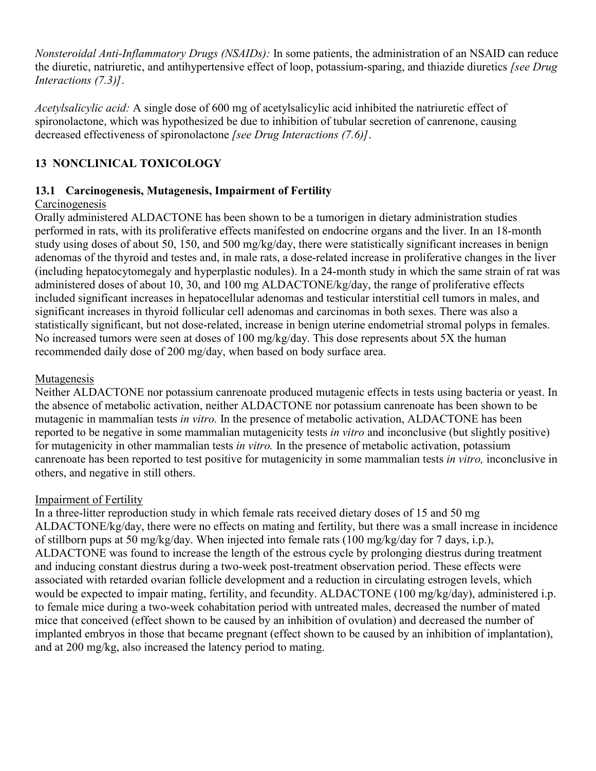*Nonsteroidal Anti-Inflammatory Drugs (NSAIDs):* In some patients, the administration of an NSAID can reduce the diuretic, natriuretic, and antihypertensive effect of loop, potassium-sparing, and thiazide diuretics *[see Drug Interactions (7.3)]*.

*Acetylsalicylic acid:* A single dose of 600 mg of acetylsalicylic acid inhibited the natriuretic effect of spironolactone, which was hypothesized be due to inhibition of tubular secretion of canrenone, causing decreased effectiveness of spironolactone *[see Drug Interactions (7.6)]*.

## 13 NONCLINICAL TOXICOLOGY

### 13.1 Carcinogenesis, Mutagenesis, Impairment of Fertility

Carcinogenesis

Orally administered ALDACTONE has been shown to be a tumorigen in dietary administration studies performed in rats, with its proliferative effects manifested on endocrine organs and the liver. In an 18-month study using doses of about 50, 150, and 500 mg/kg/day, there were statistically significant increases in benign adenomas of the thyroid and testes and, in male rats, a dose-related increase in proliferative changes in the liver (including hepatocytomegaly and hyperplastic nodules). In a 24-month study in which the same strain of rat was administered doses of about 10, 30, and 100 mg ALDACTONE/kg/day, the range of proliferative effects included significant increases in hepatocellular adenomas and testicular interstitial cell tumors in males, and significant increases in thyroid follicular cell adenomas and carcinomas in both sexes. There was also a statistically significant, but not dose-related, increase in benign uterine endometrial stromal polyps in females. No increased tumors were seen at doses of 100 mg/kg/day. This dose represents about 5X the human recommended daily dose of 200 mg/day, when based on body surface area.

Mutagenesis

Neither ALDACTONE nor potassium canrenoate produced mutagenic effects in tests using bacteria or yeast. In the absence of metabolic activation, neither ALDACTONE nor potassium canrenoate has been shown to be mutagenic in mammalian tests *in vitro.* In the presence of metabolic activation, ALDACTONE has been reported to be negative in some mammalian mutagenicity tests *in vitro* and inconclusive (but slightly positive) for mutagenicity in other mammalian tests *in vitro.* In the presence of metabolic activation, potassium canrenoate has been reported to test positive for mutagenicity in some mammalian tests *in vitro,* inconclusive in others, and negative in still others.

Impairment of Fertility

In a three-litter reproduction study in which female rats received dietary doses of 15 and 50 mg ALDACTONE/kg/day, there were no effects on mating and fertility, but there was a small increase in incidence of stillborn pups at 50 mg/kg/day. When injected into female rats (100 mg/kg/day for 7 days, i.p.), ALDACTONE was found to increase the length of the estrous cycle by prolonging diestrus during treatment and inducing constant diestrus during a two-week post-treatment observation period. These effects were associated with retarded ovarian follicle development and a reduction in circulating estrogen levels, which would be expected to impair mating, fertility, and fecundity. ALDACTONE (100 mg/kg/day), administered i.p. to female mice during a two-week cohabitation period with untreated males, decreased the number of mated mice that conceived (effect shown to be caused by an inhibition of ovulation) and decreased the number of implanted embryos in those that became pregnant (effect shown to be caused by an inhibition of implantation), and at 200 mg/kg, also increased the latency period to mating.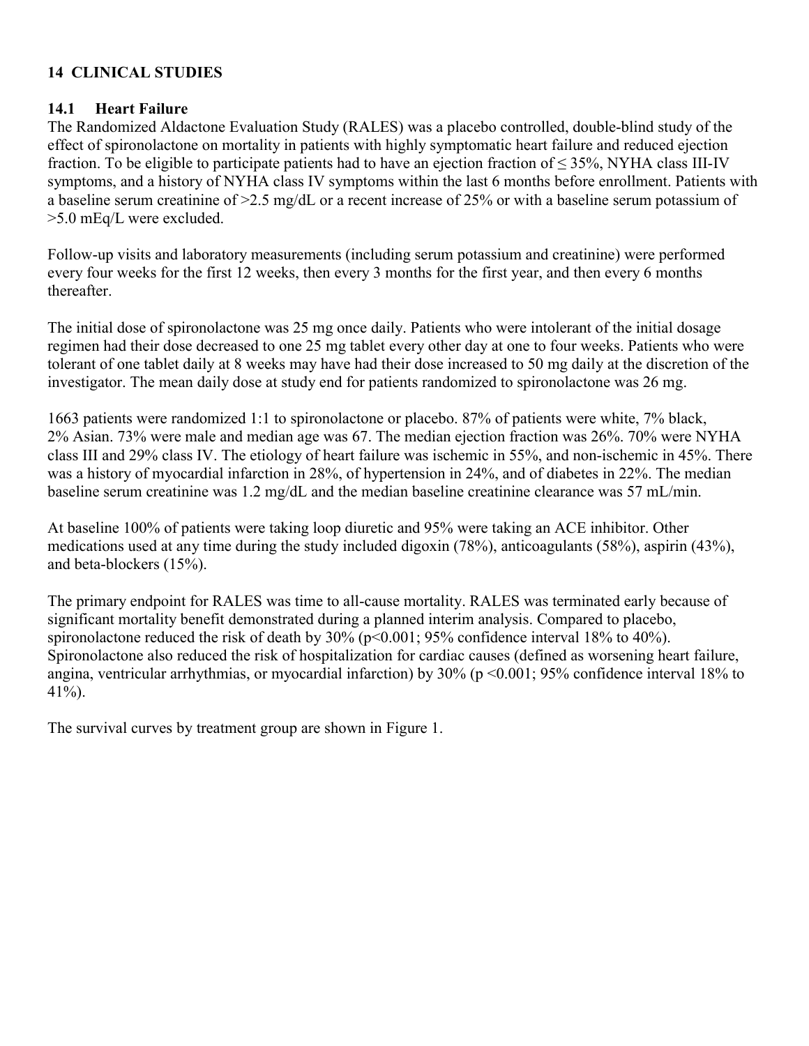## 14 CLINICAL STUDIES

### 14.1 Heart Failure

The Randomized Aldactone Evaluation Study (RALES) was a placebo controlled, double-blind study of the effect of spironolactone on mortality in patients with highly symptomatic heart failure and reduced ejection fraction. To be eligible to participate patients had to have an ejection fraction of ≤ 35%, NYHA class III-IV symptoms, and a history of NYHA class IV symptoms within the last 6 months before enrollment. Patients with a baseline serum creatinine of >2.5 mg/dL or a recent increase of 25% or with a baseline serum potassium of >5.0 mEq/L were excluded.

Follow-up visits and laboratory measurements (including serum potassium and creatinine) were performed every four weeks for the first 12 weeks, then every 3 months for the first year, and then every 6 months thereafter.

The initial dose of spironolactone was 25 mg once daily. Patients who were intolerant of the initial dosage regimen had their dose decreased to one 25 mg tablet every other day at one to four weeks. Patients who were tolerant of one tablet daily at 8 weeks may have had their dose increased to 50 mg daily at the discretion of the investigator. The mean daily dose at study end for patients randomized to spironolactone was 26 mg.

1663 patients were randomized 1:1 to spironolactone or placebo. 87% of patients were white, 7% black, 2% Asian. 73% were male and median age was 67. The median ejection fraction was 26%. 70% were NYHA class III and 29% class IV. The etiology of heart failure was ischemic in 55%, and non-ischemic in 45%. There was a history of myocardial infarction in 28%, of hypertension in 24%, and of diabetes in 22%. The median baseline serum creatinine was 1.2 mg/dL and the median baseline creatinine clearance was 57 mL/min.

At baseline 100% of patients were taking loop diuretic and 95% were taking an ACE inhibitor. Other medications used at any time during the study included digoxin (78%), anticoagulants (58%), aspirin (43%), and beta-blockers (15%).

The primary endpoint for RALES was time to all-cause mortality. RALES was terminated early because of significant mortality benefit demonstrated during a planned interim analysis. Compared to placebo, spironolactone reduced the risk of death by 30% ($p<0.001$; 95% confidence interval 18% to 40%). Spironolactone also reduced the risk of hospitalization for cardiac causes (defined as worsening heart failure, angina, ventricular arrhythmias, or myocardial infarction) by 30% ($p <0.001$; 95% confidence interval 18% to 41%).

The survival curves by treatment group are shown in Figure 1.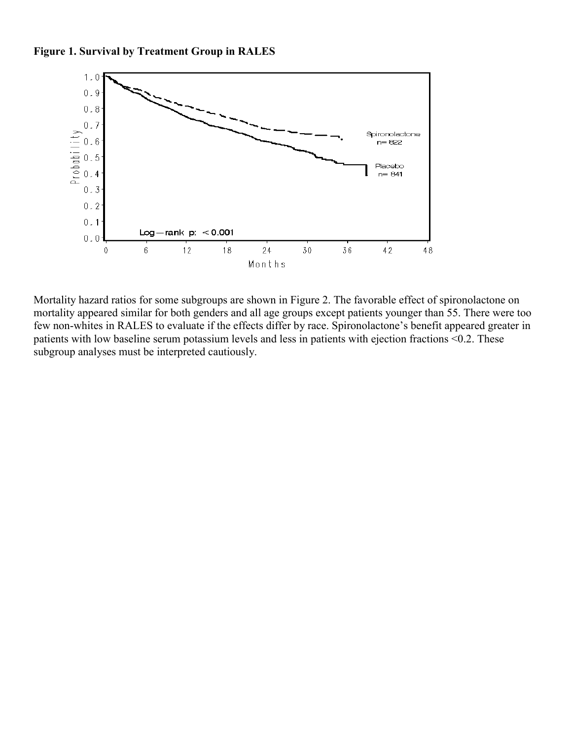**Figure 1. Survival by Treatment Group in RALES**

Mortality hazard ratios for some subgroups are shown in Figure 2. The favorable effect of spironolactone on mortality appeared similar for both genders and all age groups except patients younger than 55. There were too few non-whites in RALES to evaluate if the effects differ by race. Spironolactone's benefit appeared greater in patients with low baseline serum potassium levels and less in patients with ejection fractions <0.2. These subgroup analyses must be interpreted cautiously.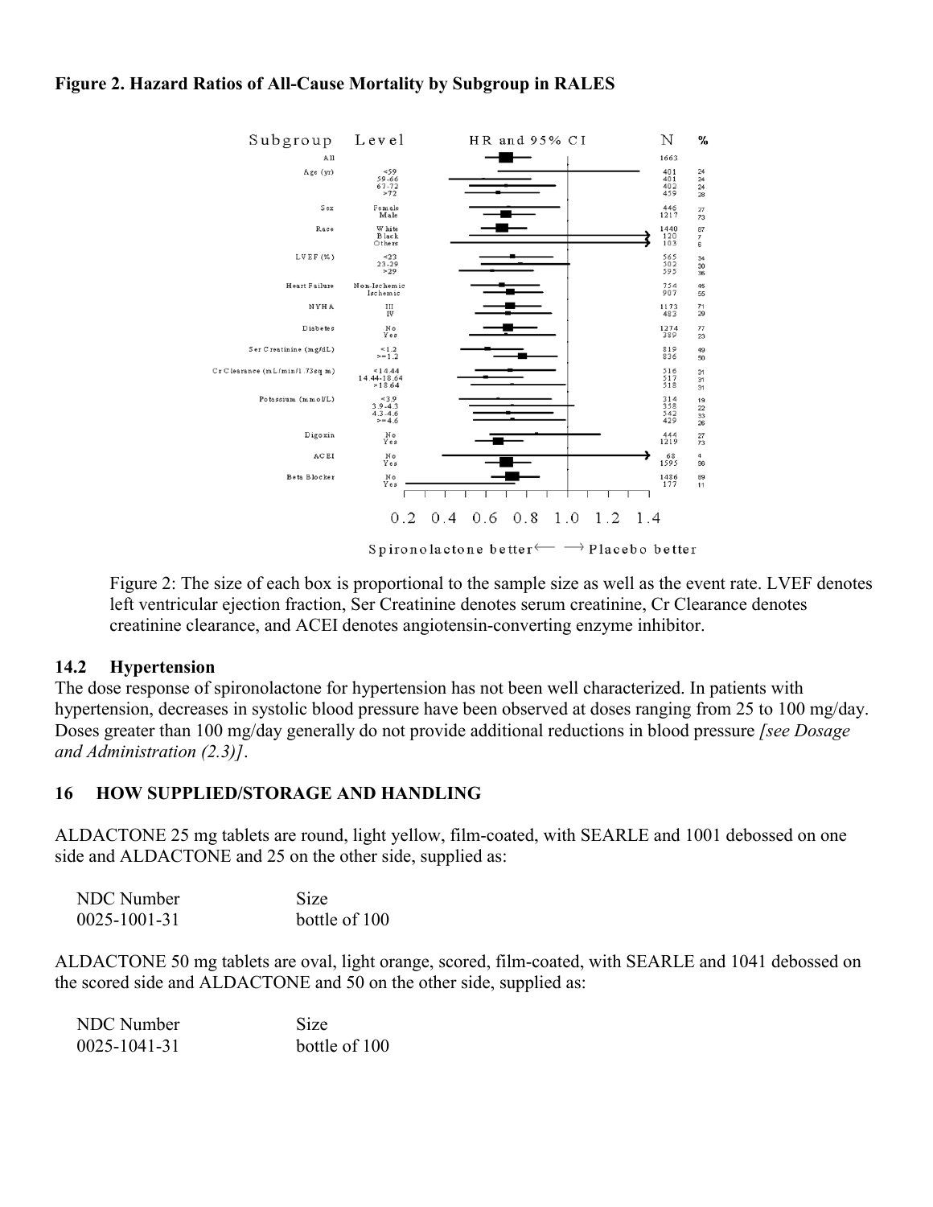**Figure 2. Hazard Ratios of All-Cause Mortality by Subgroup in RALES**

| Subgroup | Level | N | % |
|---|---|---|---|
| All | | 1663 | |
| Age (yr) | <59 | 401 | 24 |
| | 59-66 | 401 | 24 |
| | 67-72 | 402 | 24 |
| | >72 | 459 | 28 |
| Sex | Female | 446 | 27 |
| | Male | 1217 | 73 |
| Race | White | 1440 | 87 |
| | Black | 120 | 7 |
| | Others | 103 | 6 |
| LVEF (%) | <23 | 565 | 34 |
| | 23-29 | 502 | 30 |
| | >29 | 595 | 36 |
| Heart Failure | Non-Ischemic | 754 | 45 |
| | Ischemic | 907 | 55 |
| NYHA | III | 1173 | 71 |
| | IV | 483 | 29 |
| Diabetes | No | 1274 | 77 |
| | Yes | 389 | 23 |
| Ser Creatinine (mg/dL) | <1.2 | 819 | 49 |
| | >=1.2 | 836 | 50 |
| Cr Clearance (mL/min/1.73sq m) | <14.44 | 516 | 31 |
| | 14.44-18.64 | 517 | 31 |
| | >18.64 | 518 | 31 |
| Potassium (mmol/L) | <3.9 | 314 | 19 |
| | 3.9-4.3 | 358 | 22 |
| | 4.3-4.6 | 542 | 33 |
| | >=4.6 | 429 | 26 |
| Digoxin | No | 444 | 27 |
| | Yes | 1219 | 73 |
| ACEI | No | 68 | 4 |
| | Yes | 1595 | 96 |
| Beta Blocker | No | 1486 | 89 |
| | Yes | 177 | 11 |

HR and 95% CI: 0.2 0.4 0.6 0.8 1.0 1.2 1.4

Spironolactone better ⟵ ⟶ Placebo better

Figure 2: The size of each box is proportional to the sample size as well as the event rate. LVEF denotes left ventricular ejection fraction, Ser Creatinine denotes serum creatinine, Cr Clearance denotes creatinine clearance, and ACEI denotes angiotensin-converting enzyme inhibitor.

## 14.2 Hypertension

The dose response of spironolactone for hypertension has not been well characterized. In patients with hypertension, decreases in systolic blood pressure have been observed at doses ranging from 25 to 100 mg/day. Doses greater than 100 mg/day generally do not provide additional reductions in blood pressure *[see Dosage and Administration (2.3)]*.

# 16 HOW SUPPLIED/STORAGE AND HANDLING

ALDACTONE 25 mg tablets are round, light yellow, film-coated, with SEARLE and 1001 debossed on one side and ALDACTONE and 25 on the other side, supplied as:

| NDC Number | Size |
|---|---|
| 0025-1001-31 | bottle of 100 |

ALDACTONE 50 mg tablets are oval, light orange, scored, film-coated, with SEARLE and 1041 debossed on the scored side and ALDACTONE and 50 on the other side, supplied as:

| NDC Number | Size |
|---|---|
| 0025-1041-31 | bottle of 100 |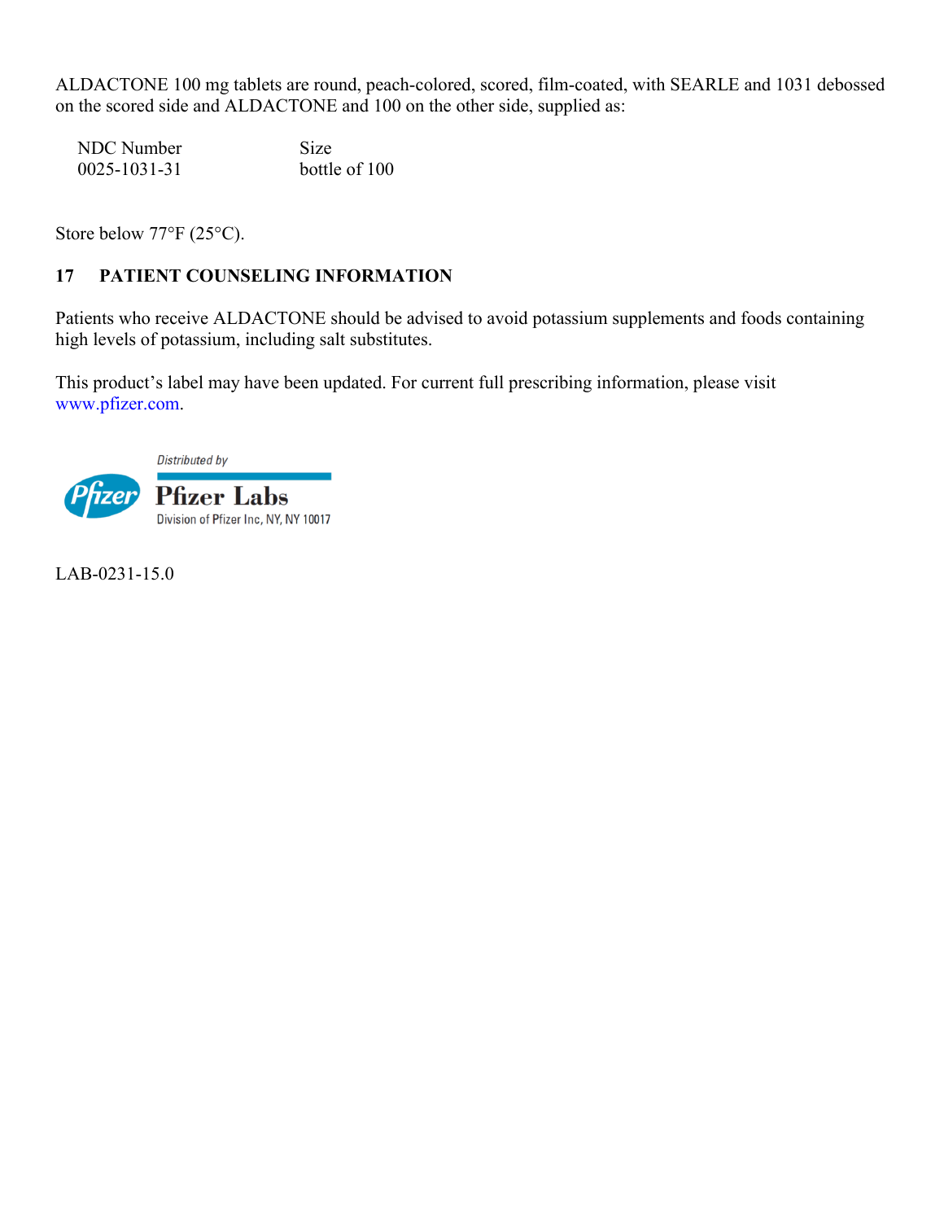ALDACTONE 100 mg tablets are round, peach-colored, scored, film-coated, with SEARLE and 1031 debossed on the scored side and ALDACTONE and 100 on the other side, supplied as:

| NDC Number | Size |
| --- | --- |
| 0025-1031-31 | bottle of 100 |

Store below 77°F (25°C).

## 17 PATIENT COUNSELING INFORMATION

Patients who receive ALDACTONE should be advised to avoid potassium supplements and foods containing high levels of potassium, including salt substitutes.

This product's label may have been updated. For current full prescribing information, please visit www.pfizer.com.

Distributed by
Pfizer Labs
Division of Pfizer Inc, NY, NY 10017

LAB-0231-15.0